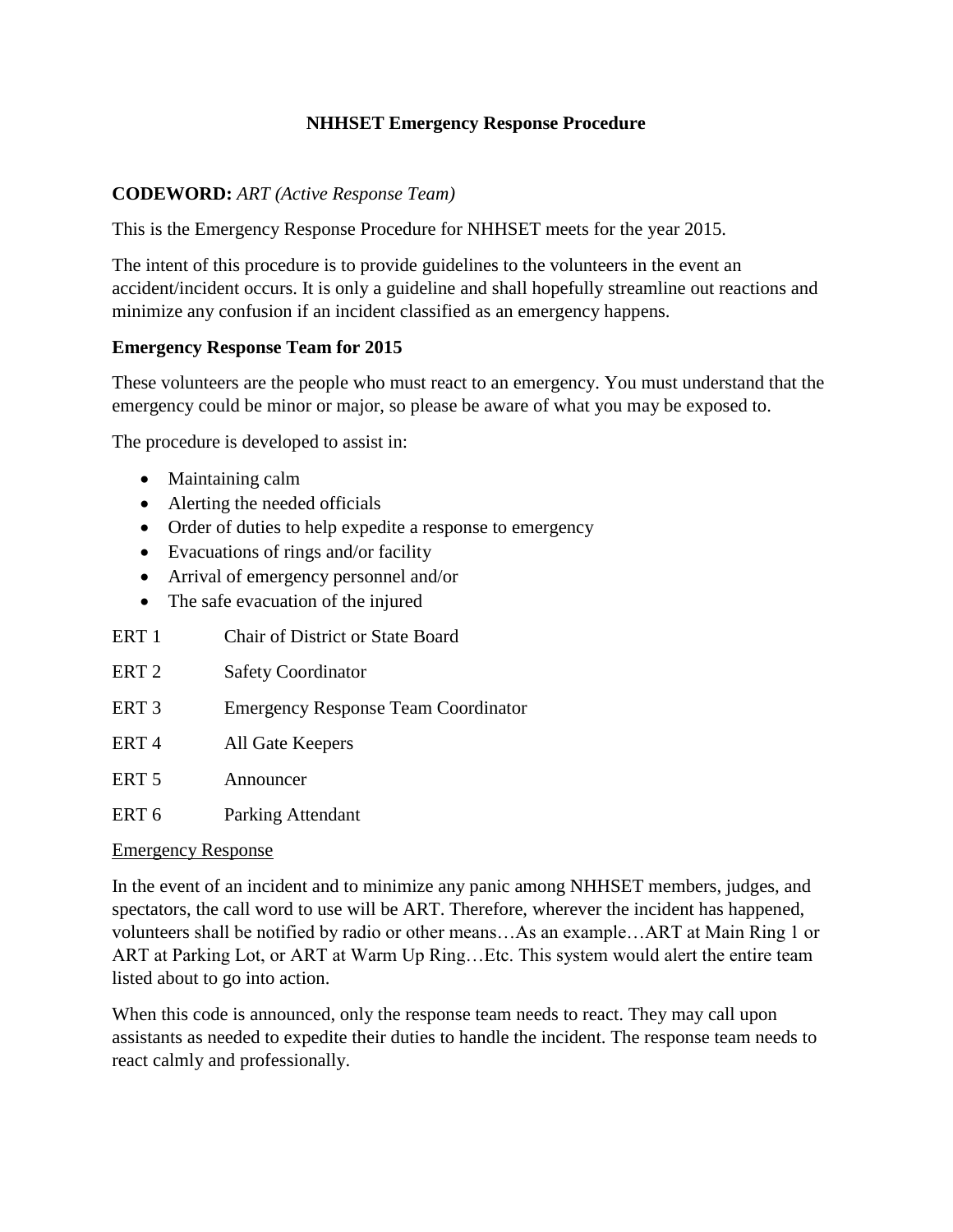# NHHSET Emergency Response Procedure

**CODEWORD:** *ART (Active Response Team)*

This is the Emergency Response Procedure for NHHSET meets for the year 2015.

The intent of this procedure is to provide guidelines to the volunteers in the event an accident/incident occurs. It is only a guideline and shall hopefully streamline out reactions and minimize any confusion if an incident classified as an emergency happens.

**Emergency Response Team for 2015**

These volunteers are the people who must react to an emergency. You must understand that the emergency could be minor or major, so please be aware of what you may be exposed to.

The procedure is developed to assist in:

- Maintaining calm
- Alerting the needed officials
- Order of duties to help expedite a response to emergency
- Evacuations of rings and/or facility
- Arrival of emergency personnel and/or
- The safe evacuation of the injured

| | |
|---|---|
| ERT 1 | Chair of District or State Board |
| ERT 2 | Safety Coordinator |
| ERT 3 | Emergency Response Team Coordinator |
| ERT 4 | All Gate Keepers |
| ERT 5 | Announcer |
| ERT 6 | Parking Attendant |

<u>Emergency Response</u>

In the event of an incident and to minimize any panic among NHHSET members, judges, and spectators, the call word to use will be ART. Therefore, wherever the incident has happened, volunteers shall be notified by radio or other means…As an example…ART at Main Ring 1 or ART at Parking Lot, or ART at Warm Up Ring…Etc. This system would alert the entire team listed about to go into action.

When this code is announced, only the response team needs to react. They may call upon assistants as needed to expedite their duties to handle the incident. The response team needs to react calmly and professionally.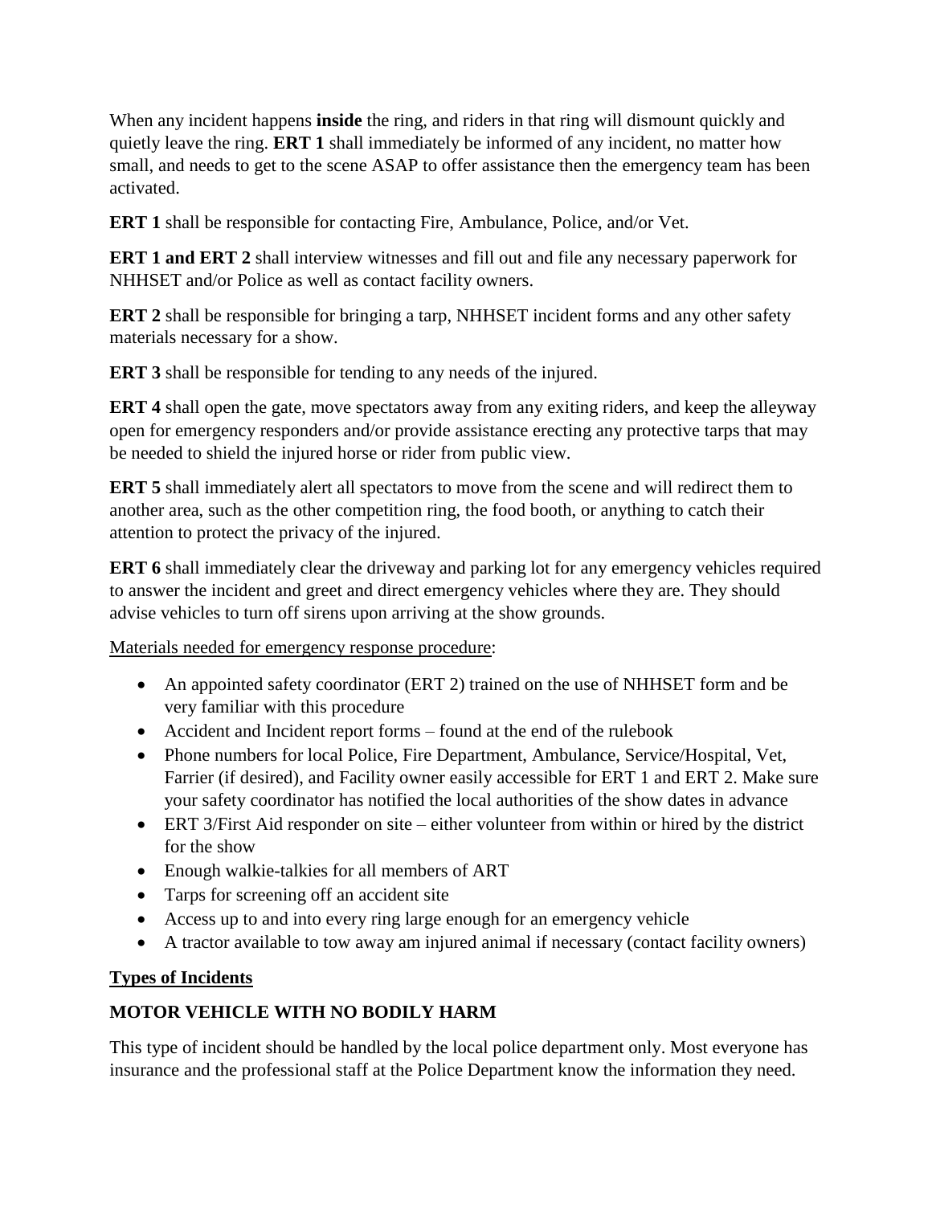When any incident happens **inside** the ring, and riders in that ring will dismount quickly and quietly leave the ring. **ERT 1** shall immediately be informed of any incident, no matter how small, and needs to get to the scene ASAP to offer assistance then the emergency team has been activated.

**ERT 1** shall be responsible for contacting Fire, Ambulance, Police, and/or Vet.

**ERT 1 and ERT 2** shall interview witnesses and fill out and file any necessary paperwork for NHHSET and/or Police as well as contact facility owners.

**ERT 2** shall be responsible for bringing a tarp, NHHSET incident forms and any other safety materials necessary for a show.

**ERT 3** shall be responsible for tending to any needs of the injured.

**ERT 4** shall open the gate, move spectators away from any exiting riders, and keep the alleyway open for emergency responders and/or provide assistance erecting any protective tarps that may be needed to shield the injured horse or rider from public view.

**ERT 5** shall immediately alert all spectators to move from the scene and will redirect them to another area, such as the other competition ring, the food booth, or anything to catch their attention to protect the privacy of the injured.

**ERT 6** shall immediately clear the driveway and parking lot for any emergency vehicles required to answer the incident and greet and direct emergency vehicles where they are. They should advise vehicles to turn off sirens upon arriving at the show grounds.

<u>Materials needed for emergency response procedure</u>:

- An appointed safety coordinator (ERT 2) trained on the use of NHHSET form and be very familiar with this procedure
- Accident and Incident report forms – found at the end of the rulebook
- Phone numbers for local Police, Fire Department, Ambulance, Service/Hospital, Vet, Farrier (if desired), and Facility owner easily accessible for ERT 1 and ERT 2. Make sure your safety coordinator has notified the local authorities of the show dates in advance
- ERT 3/First Aid responder on site – either volunteer from within or hired by the district for the show
- Enough walkie-talkies for all members of ART
- Tarps for screening off an accident site
- Access up to and into every ring large enough for an emergency vehicle
- A tractor available to tow away am injured animal if necessary (contact facility owners)

## <u>Types of Incidents</u>

### MOTOR VEHICLE WITH NO BODILY HARM

This type of incident should be handled by the local police department only. Most everyone has insurance and the professional staff at the Police Department know the information they need.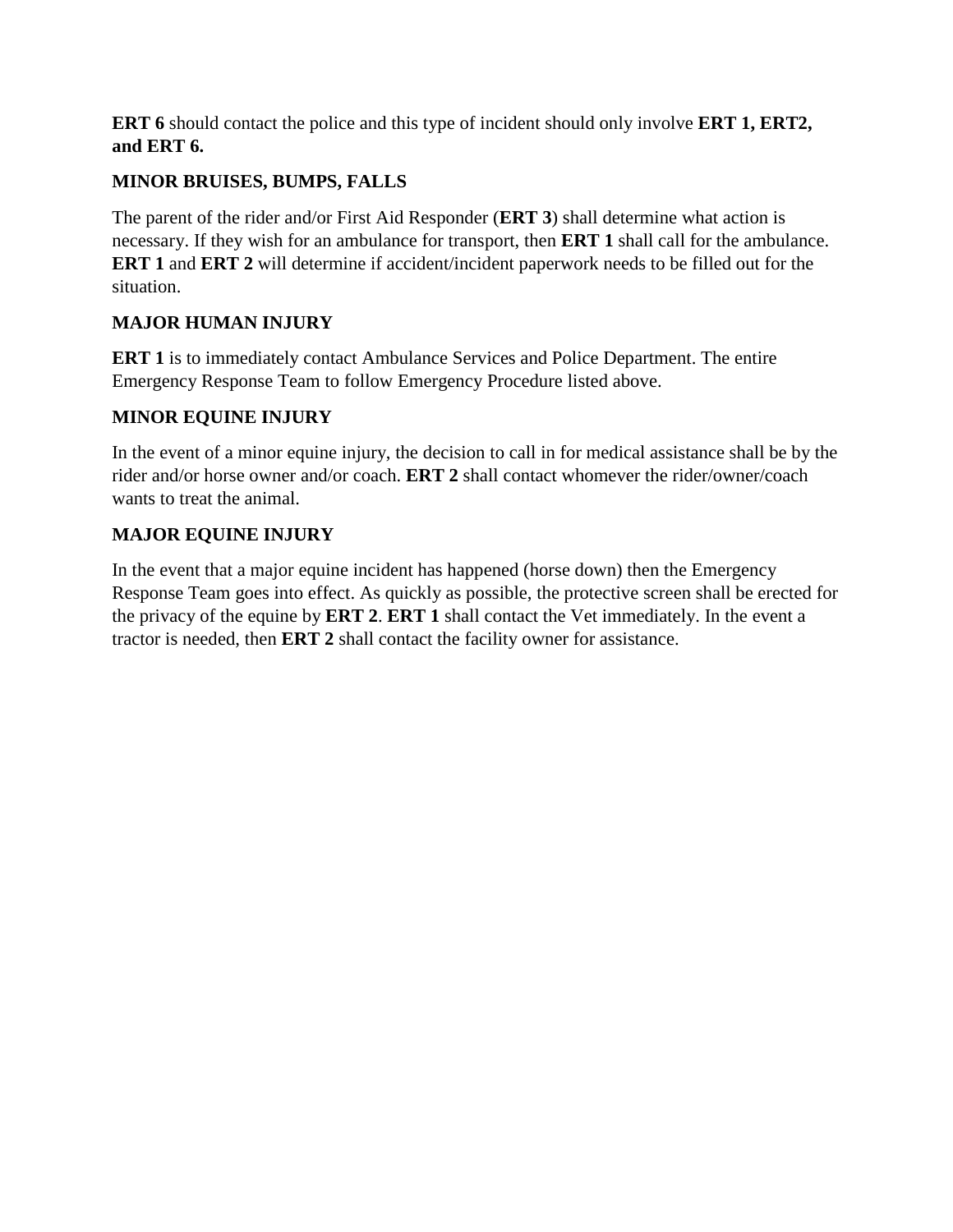**ERT 6** should contact the police and this type of incident should only involve **ERT 1, ERT2, and ERT 6.**

**MINOR BRUISES, BUMPS, FALLS**

The parent of the rider and/or First Aid Responder (**ERT 3**) shall determine what action is necessary. If they wish for an ambulance for transport, then **ERT 1** shall call for the ambulance. **ERT 1** and **ERT 2** will determine if accident/incident paperwork needs to be filled out for the situation.

**MAJOR HUMAN INJURY**

**ERT 1** is to immediately contact Ambulance Services and Police Department. The entire Emergency Response Team to follow Emergency Procedure listed above.

**MINOR EQUINE INJURY**

In the event of a minor equine injury, the decision to call in for medical assistance shall be by the rider and/or horse owner and/or coach. **ERT 2** shall contact whomever the rider/owner/coach wants to treat the animal.

**MAJOR EQUINE INJURY**

In the event that a major equine incident has happened (horse down) then the Emergency Response Team goes into effect. As quickly as possible, the protective screen shall be erected for the privacy of the equine by **ERT 2**. **ERT 1** shall contact the Vet immediately. In the event a tractor is needed, then **ERT 2** shall contact the facility owner for assistance.